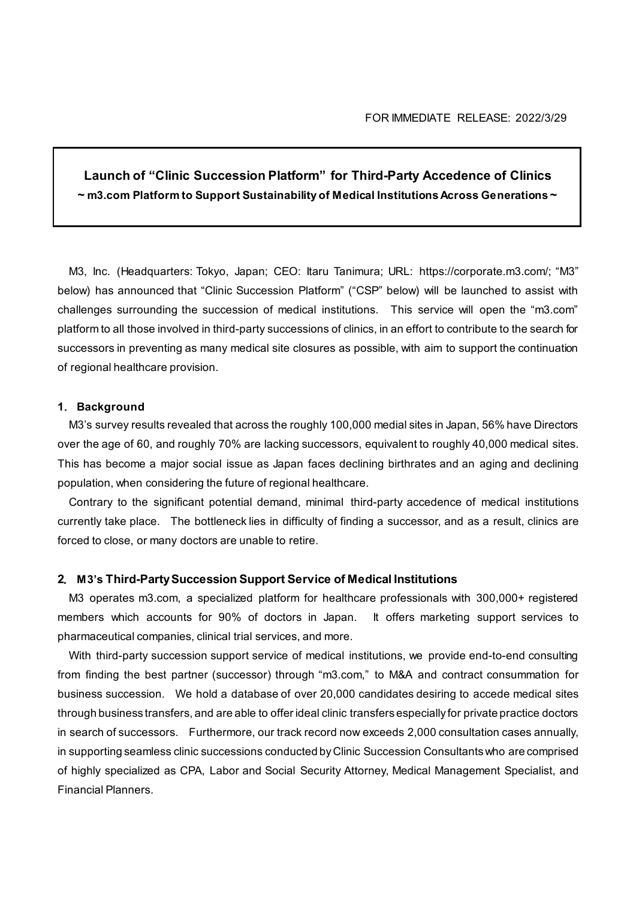FOR IMMEDIATE RELEASE: 2022/3/29

# Launch of "Clinic Succession Platform" for Third-Party Accedence of Clinics

**~ m3.com Platform to Support Sustainability of Medical Institutions Across Generations ~**

M3, Inc. (Headquarters: Tokyo, Japan; CEO: Itaru Tanimura; URL: https://corporate.m3.com/; "M3" below) has announced that "Clinic Succession Platform" ("CSP" below) will be launched to assist with challenges surrounding the succession of medical institutions. This service will open the "m3.com" platform to all those involved in third-party successions of clinics, in an effort to contribute to the search for successors in preventing as many medical site closures as possible, with aim to support the continuation of regional healthcare provision.

## 1. Background

M3's survey results revealed that across the roughly 100,000 medial sites in Japan, 56% have Directors over the age of 60, and roughly 70% are lacking successors, equivalent to roughly 40,000 medical sites. This has become a major social issue as Japan faces declining birthrates and an aging and declining population, when considering the future of regional healthcare.

Contrary to the significant potential demand, minimal third-party accedence of medical institutions currently take place. The bottleneck lies in difficulty of finding a successor, and as a result, clinics are forced to close, or many doctors are unable to retire.

## 2. M3's Third-Party Succession Support Service of Medical Institutions

M3 operates m3.com, a specialized platform for healthcare professionals with 300,000+ registered members which accounts for 90% of doctors in Japan. It offers marketing support services to pharmaceutical companies, clinical trial services, and more.

With third-party succession support service of medical institutions, we provide end-to-end consulting from finding the best partner (successor) through "m3.com," to M&A and contract consummation for business succession. We hold a database of over 20,000 candidates desiring to accede medical sites through business transfers, and are able to offer ideal clinic transfers especially for private practice doctors in search of successors. Furthermore, our track record now exceeds 2,000 consultation cases annually, in supporting seamless clinic successions conducted by Clinic Succession Consultants who are comprised of highly specialized as CPA, Labor and Social Security Attorney, Medical Management Specialist, and Financial Planners.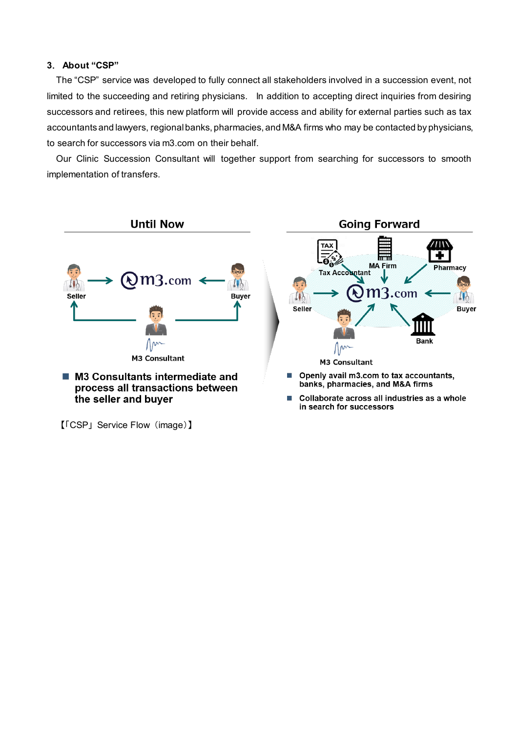### 3. About “CSP”

The “CSP” service was developed to fully connect all stakeholders involved in a succession event, not limited to the succeeding and retiring physicians. In addition to accepting direct inquiries from desiring successors and retirees, this new platform will provide access and ability for external parties such as tax accountants and lawyers, regional banks, pharmacies, and M&A firms who may be contacted by physicians, to search for successors via m3.com on their behalf.

Our Clinic Succession Consultant will together support from searching for successors to smooth implementation of transfers.

**Until Now**

Seller → m3.com ← Buyer

M3 Consultant

- **M3 Consultants intermediate and process all transactions between the seller and buyer**

**Going Forward**

Tax Accountant, MA Firm, Pharmacy, Seller, Buyer, Bank, M3 Consultant → m3.com

- **Openly avail m3.com to tax accountants, banks, pharmacies, and M&A firms**
- **Collaborate across all industries as a whole in search for successors**

【「CSP」Service Flow（image)】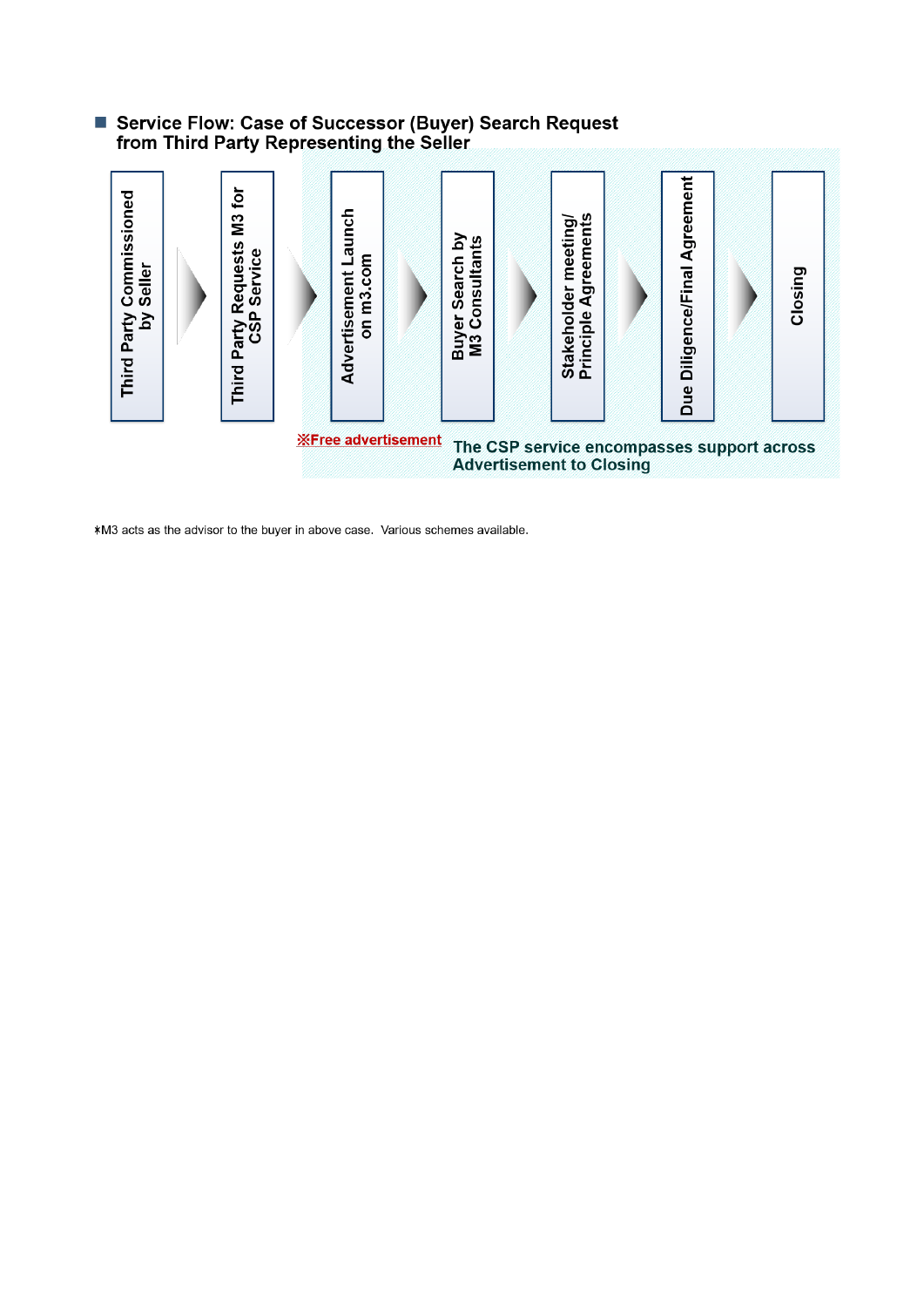## Service Flow: Case of Successor (Buyer) Search Request from Third Party Representing the Seller

Third Party Commissioned by Seller

Third Party Requests M3 for CSP Service

Advertisement Launch on m3.com

Buyer Search by M3 Consultants

Stakeholder meeting/ Principle Agreements

Due Diligence/Final Agreement

Closing

※Free advertisement

The CSP service encompasses support across Advertisement to Closing

*M3 acts as the advisor to the buyer in above case. Various schemes available.